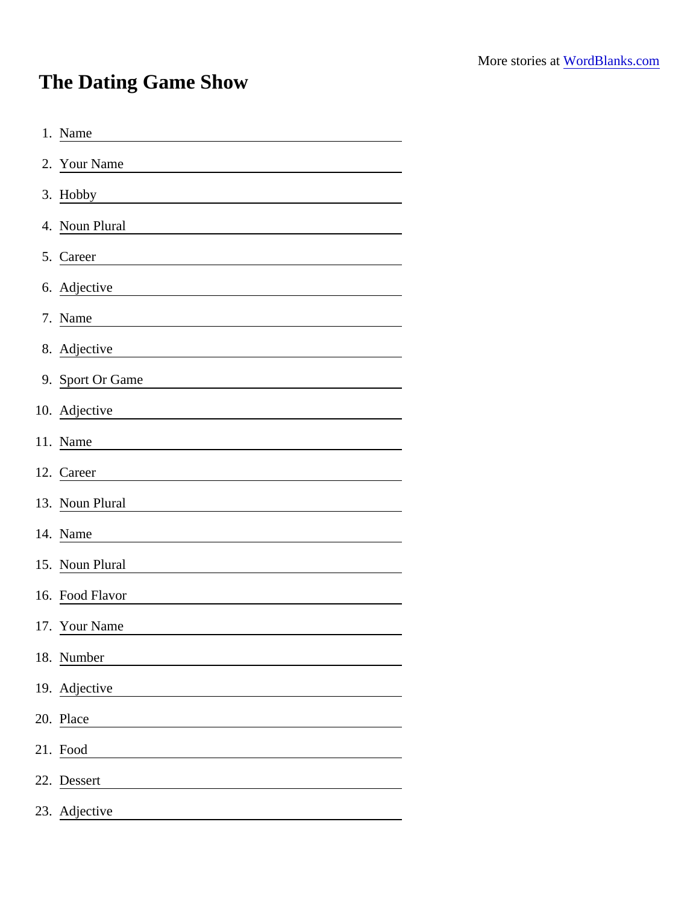More stories at [WordBlanks.com](https://WordBlanks.com)

# The Dating Game Show

1. Name ______________________
2. Your Name ______________________
3. Hobby ______________________
4. Noun Plural ______________________
5. Career ______________________
6. Adjective ______________________
7. Name ______________________
8. Adjective ______________________
9. Sport Or Game ______________________
10. Adjective ______________________
11. Name ______________________
12. Career ______________________
13. Noun Plural ______________________
14. Name ______________________
15. Noun Plural ______________________
16. Food Flavor ______________________
17. Your Name ______________________
18. Number ______________________
19. Adjective ______________________
20. Place ______________________
21. Food ______________________
22. Dessert ______________________
23. Adjective ______________________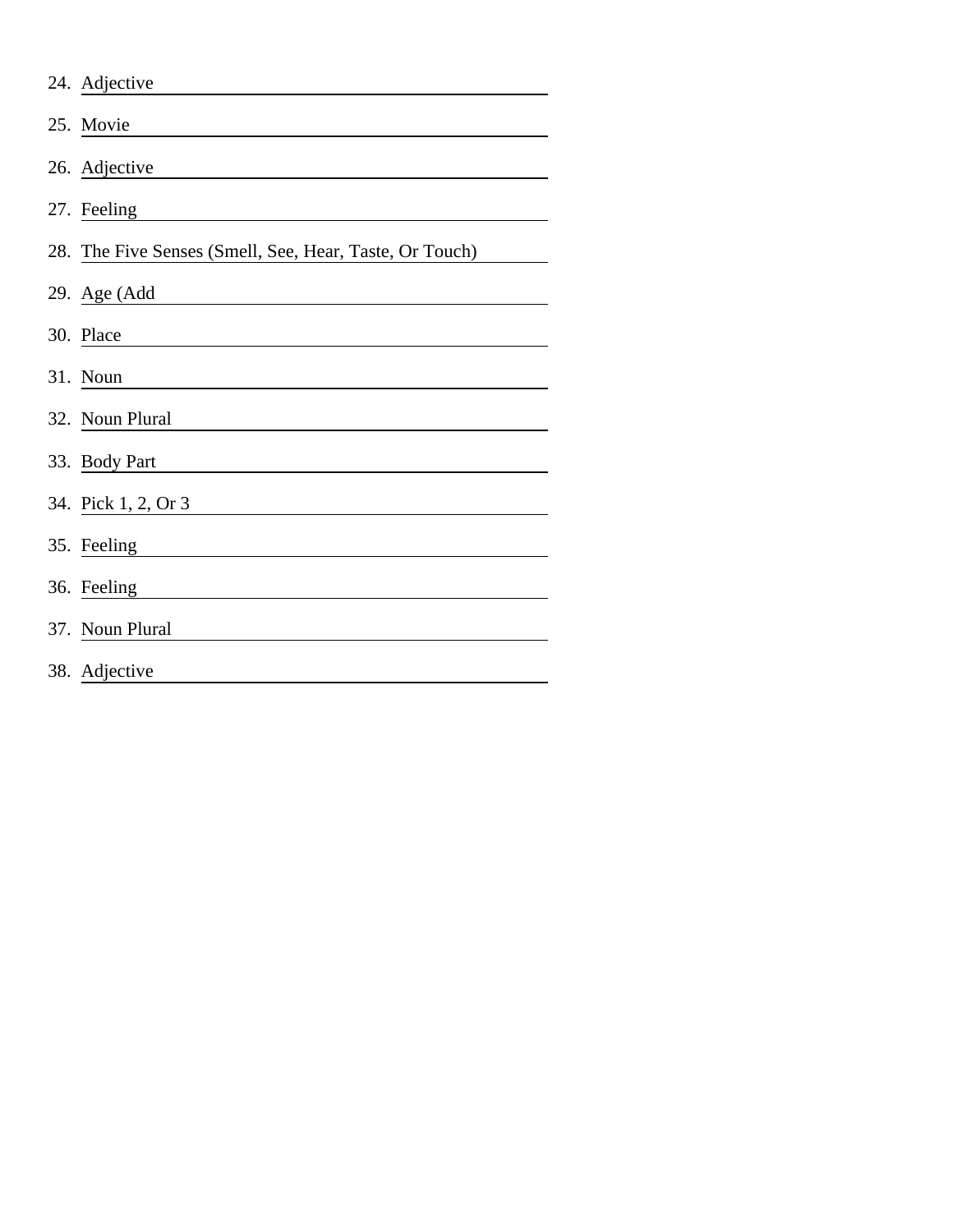24. Adjective ______________________
25. Movie ______________________
26. Adjective ______________________
27. Feeling ______________________
28. The Five Senses (Smell, See, Hear, Taste, Or Touch) ______________________
29. Age (Add ______________________
30. Place ______________________
31. Noun ______________________
32. Noun Plural ______________________
33. Body Part ______________________
34. Pick 1, 2, Or 3 ______________________
35. Feeling ______________________
36. Feeling ______________________
37. Noun Plural ______________________
38. Adjective ______________________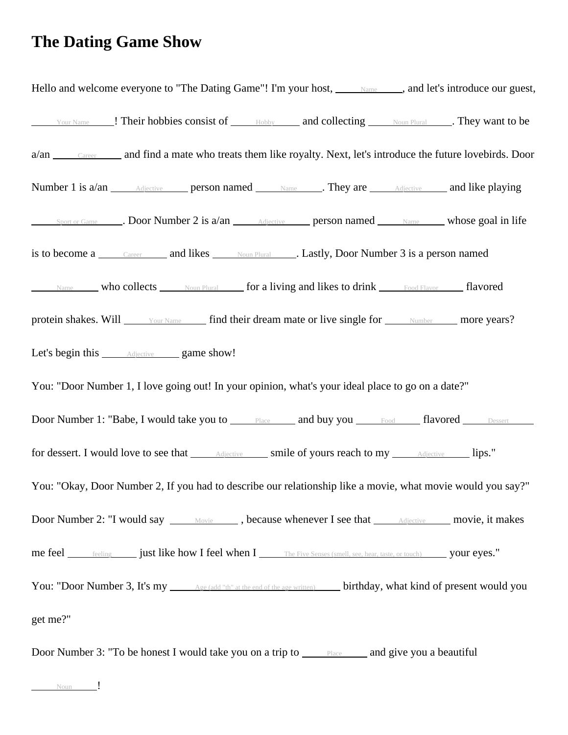# The Dating Game Show

Hello and welcome everyone to "The Dating Game"! I'm your host, ____Name____, and let's introduce our guest, ____Your Name____! Their hobbies consist of ____Hobby____ and collecting ____Noun Plural____. They want to be a/an ____Career____ and find a mate who treats them like royalty. Next, let's introduce the future lovebirds. Door Number 1 is a/an ____Adjective____ person named ____Name____. They are ____Adjective____ and like playing ____Sport or Game____. Door Number 2 is a/an ____Adjective____ person named ____Name____ whose goal in life is to become a ____Career____ and likes ____Noun Plural____. Lastly, Door Number 3 is a person named ____Name____ who collects ____Noun Plural____ for a living and likes to drink ____Food Flavor____ flavored protein shakes. Will ____Your Name____ find their dream mate or live single for ____Number____ more years? Let's begin this ____Adjective____ game show!

You: "Door Number 1, I love going out! In your opinion, what's your ideal place to go on a date?"

Door Number 1: "Babe, I would take you to ____Place____ and buy you ____Food____ flavored ____Dessert____ for dessert. I would love to see that ____Adjective____ smile of yours reach to my ____Adjective____ lips."

You: "Okay, Door Number 2, If you had to describe our relationship like a movie, what movie would you say?"

Door Number 2: "I would say ____Movie____ , because whenever I see that ____Adjective____ movie, it makes me feel ____feeling____ just like how I feel when I ____The Five Senses (smell, see, hear, taste, or touch)____ your eyes."

You: "Door Number 3, It's my ____Age (add "th" at the end of the age written)____ birthday, what kind of present would you get me?"

Door Number 3: "To be honest I would take you on a trip to ____Place____ and give you a beautiful ____Noun____!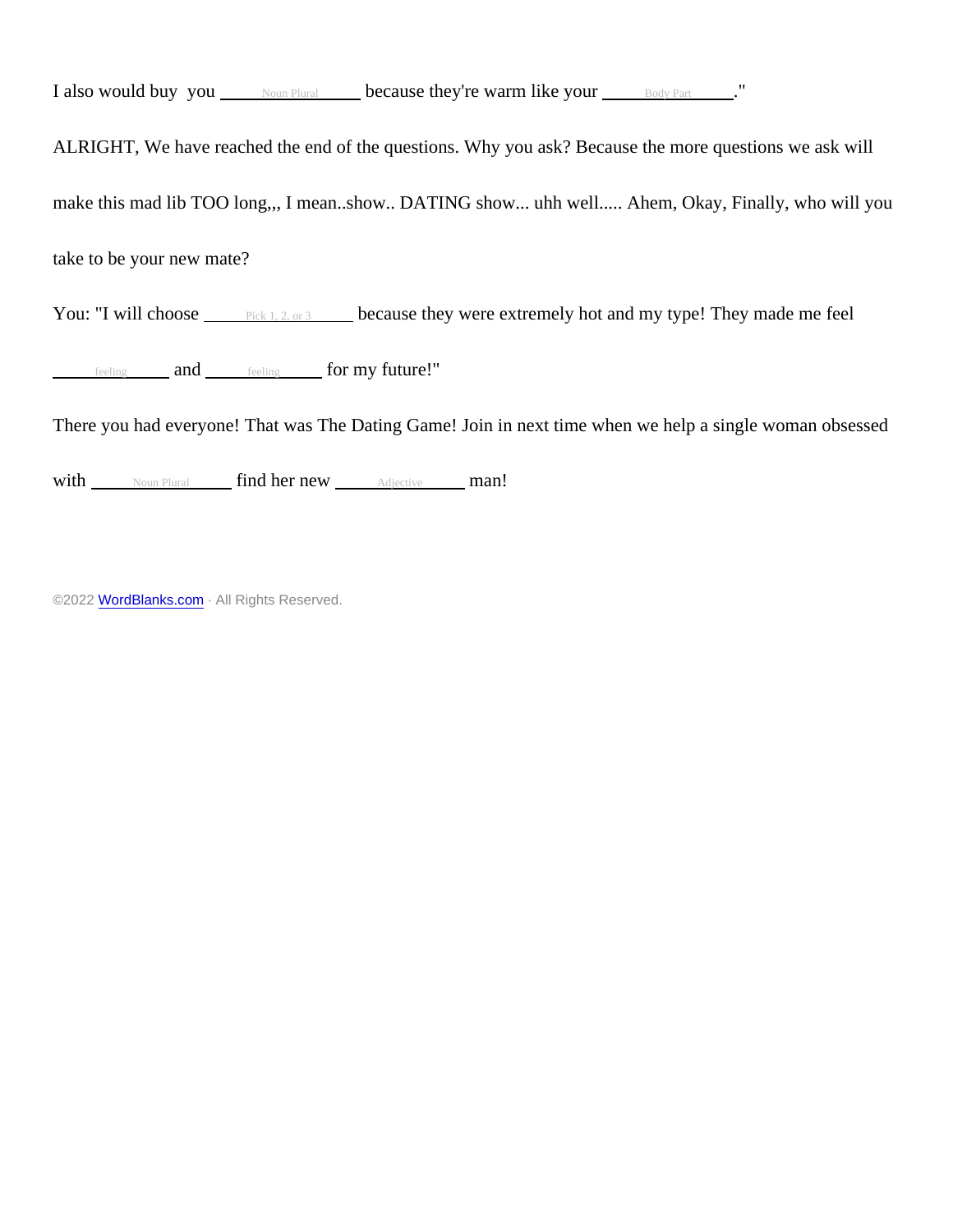I also would buy you \_\_\_\_\_Noun Plural\_\_\_\_\_ because they're warm like your \_\_\_\_\_Body Part\_\_\_\_\_."

ALRIGHT, We have reached the end of the questions. Why you ask? Because the more questions we ask will make this mad lib TOO long,,, I mean..show.. DATING show... uhh well..... Ahem, Okay, Finally, who will you take to be your new mate?

You: "I will choose \_\_\_\_\_Pick 1, 2, or 3\_\_\_\_\_ because they were extremely hot and my type! They made me feel \_\_\_\_\_feeling\_\_\_\_\_ and \_\_\_\_\_feeling\_\_\_\_\_ for my future!"

There you had everyone! That was The Dating Game! Join in next time when we help a single woman obsessed with \_\_\_\_\_Noun Plural\_\_\_\_\_ find her new \_\_\_\_\_Adjective\_\_\_\_\_ man!

©2022 WordBlanks.com · All Rights Reserved.